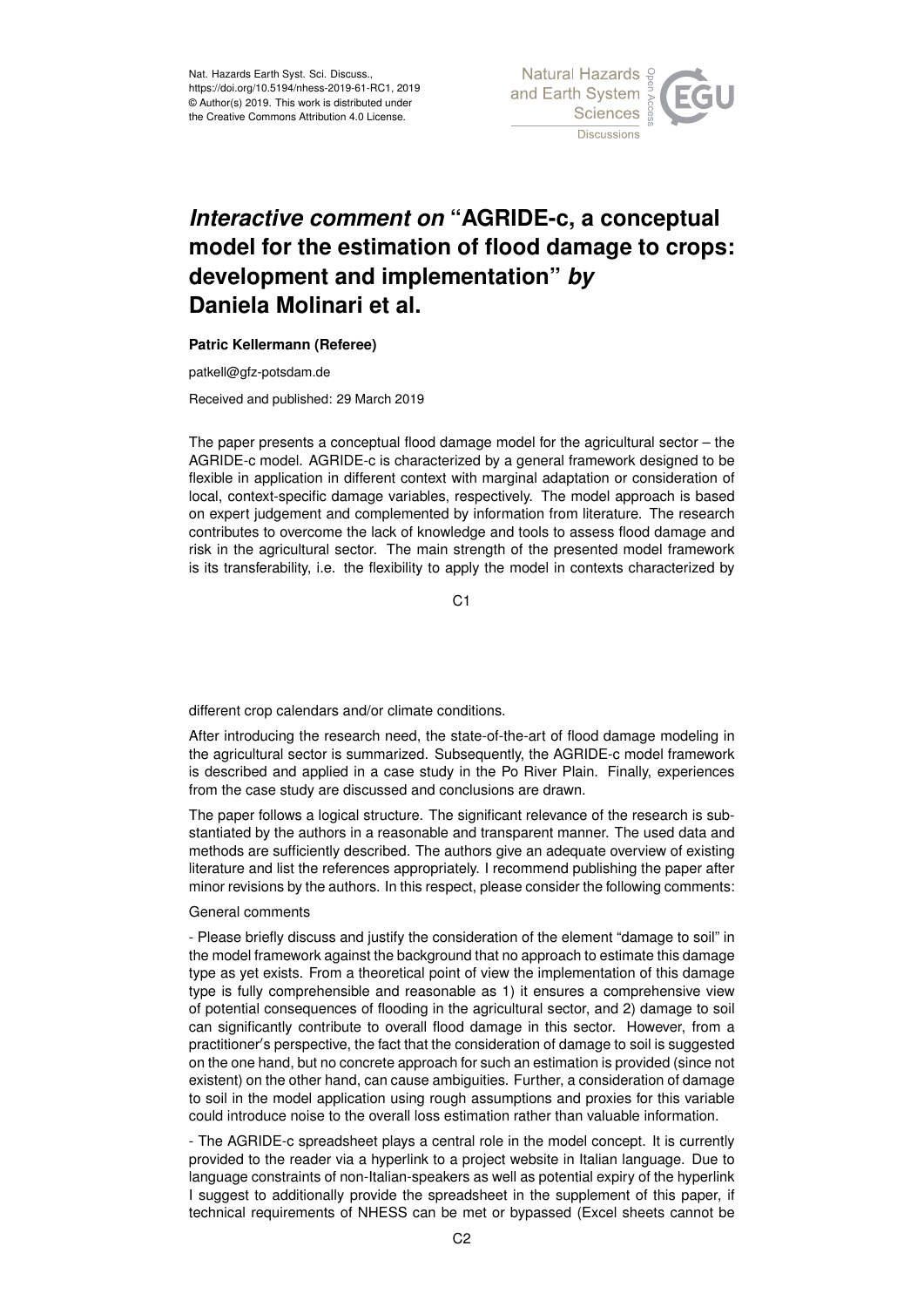# *Interactive comment on* "AGRIDE-c, a conceptual model for the estimation of flood damage to crops: development and implementation" *by* Daniela Molinari et al.

**Patric Kellermann (Referee)**

patkell@gfz-potsdam.de

Received and published: 29 March 2019

The paper presents a conceptual flood damage model for the agricultural sector – the AGRIDE-c model. AGRIDE-c is characterized by a general framework designed to be flexible in application in different context with marginal adaptation or consideration of local, context-specific damage variables, respectively. The model approach is based on expert judgement and complemented by information from literature. The research contributes to overcome the lack of knowledge and tools to assess flood damage and risk in the agricultural sector. The main strength of the presented model framework is its transferability, i.e. the flexibility to apply the model in contexts characterized by different crop calendars and/or climate conditions.

After introducing the research need, the state-of-the-art of flood damage modeling in the agricultural sector is summarized. Subsequently, the AGRIDE-c model framework is described and applied in a case study in the Po River Plain. Finally, experiences from the case study are discussed and conclusions are drawn.

The paper follows a logical structure. The significant relevance of the research is substantiated by the authors in a reasonable and transparent manner. The used data and methods are sufficiently described. The authors give an adequate overview of existing literature and list the references appropriately. I recommend publishing the paper after minor revisions by the authors. In this respect, please consider the following comments:

General comments

- Please briefly discuss and justify the consideration of the element "damage to soil" in the model framework against the background that no approach to estimate this damage type as yet exists. From a theoretical point of view the implementation of this damage type is fully comprehensible and reasonable as 1) it ensures a comprehensive view of potential consequences of flooding in the agricultural sector, and 2) damage to soil can significantly contribute to overall flood damage in this sector. However, from a practitioner's perspective, the fact that the consideration of damage to soil is suggested on the one hand, but no concrete approach for such an estimation is provided (since not existent) on the other hand, can cause ambiguities. Further, a consideration of damage to soil in the model application using rough assumptions and proxies for this variable could introduce noise to the overall loss estimation rather than valuable information.

- The AGRIDE-c spreadsheet plays a central role in the model concept. It is currently provided to the reader via a hyperlink to a project website in Italian language. Due to language constraints of non-Italian-speakers as well as potential expiry of the hyperlink I suggest to additionally provide the spreadsheet in the supplement of this paper, if technical requirements of NHESS can be met or bypassed (Excel sheets cannot be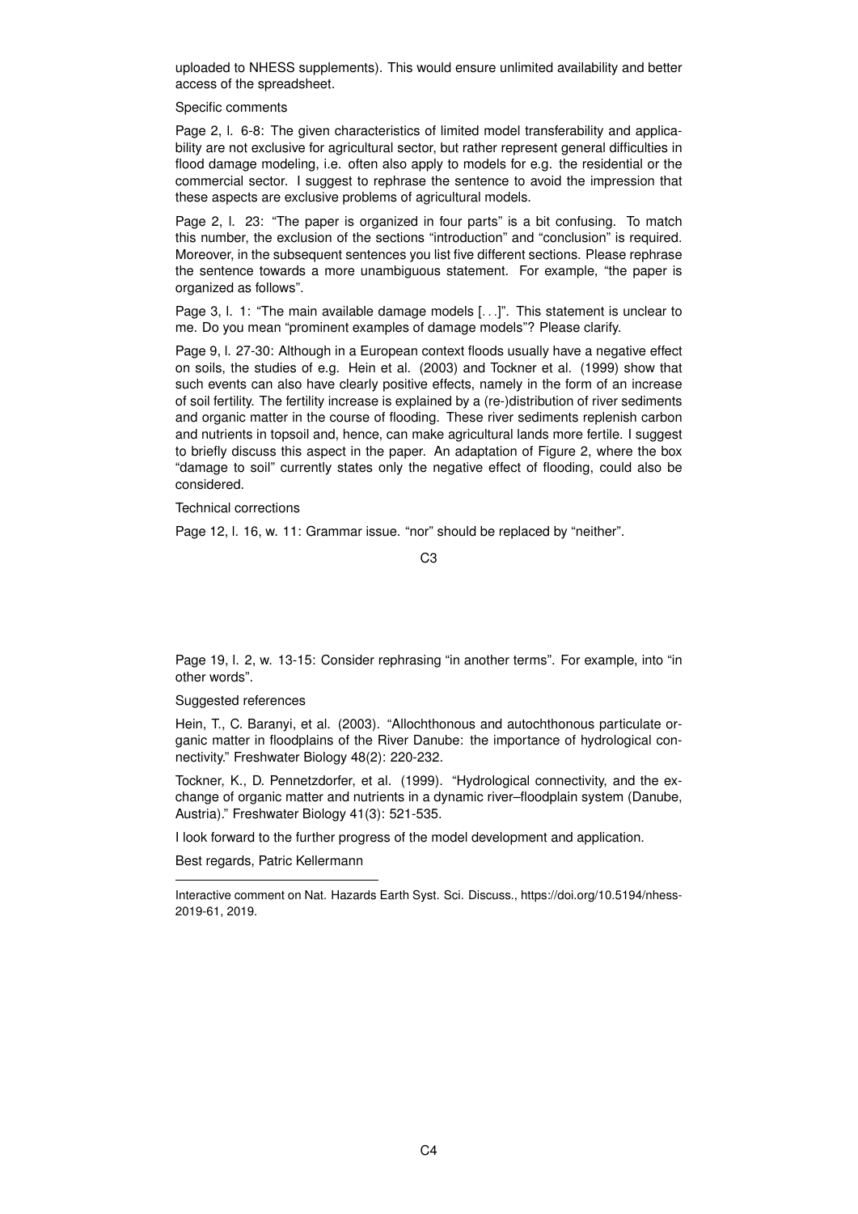uploaded to NHESS supplements). This would ensure unlimited availability and better access of the spreadsheet.

Specific comments

Page 2, l. 6-8: The given characteristics of limited model transferability and applicability are not exclusive for agricultural sector, but rather represent general difficulties in flood damage modeling, i.e. often also apply to models for e.g. the residential or the commercial sector. I suggest to rephrase the sentence to avoid the impression that these aspects are exclusive problems of agricultural models.

Page 2, l. 23: "The paper is organized in four parts" is a bit confusing. To match this number, the exclusion of the sections "introduction" and "conclusion" is required. Moreover, in the subsequent sentences you list five different sections. Please rephrase the sentence towards a more unambiguous statement. For example, "the paper is organized as follows".

Page 3, l. 1: "The main available damage models [...]". This statement is unclear to me. Do you mean "prominent examples of damage models"? Please clarify.

Page 9, l. 27-30: Although in a European context floods usually have a negative effect on soils, the studies of e.g. Hein et al. (2003) and Tockner et al. (1999) show that such events can also have clearly positive effects, namely in the form of an increase of soil fertility. The fertility increase is explained by a (re-)distribution of river sediments and organic matter in the course of flooding. These river sediments replenish carbon and nutrients in topsoil and, hence, can make agricultural lands more fertile. I suggest to briefly discuss this aspect in the paper. An adaptation of Figure 2, where the box "damage to soil" currently states only the negative effect of flooding, could also be considered.

Technical corrections

Page 12, l. 16, w. 11: Grammar issue. "nor" should be replaced by "neither".

Page 19, l. 2, w. 13-15: Consider rephrasing "in another terms". For example, into "in other words".

Suggested references

Hein, T., C. Baranyi, et al. (2003). "Allochthonous and autochthonous particulate organic matter in floodplains of the River Danube: the importance of hydrological connectivity." Freshwater Biology 48(2): 220-232.

Tockner, K., D. Pennetzdorfer, et al. (1999). "Hydrological connectivity, and the exchange of organic matter and nutrients in a dynamic river–floodplain system (Danube, Austria)." Freshwater Biology 41(3): 521-535.

I look forward to the further progress of the model development and application.

Best regards, Patric Kellermann

---

Interactive comment on Nat. Hazards Earth Syst. Sci. Discuss., https://doi.org/10.5194/nhess-2019-61, 2019.